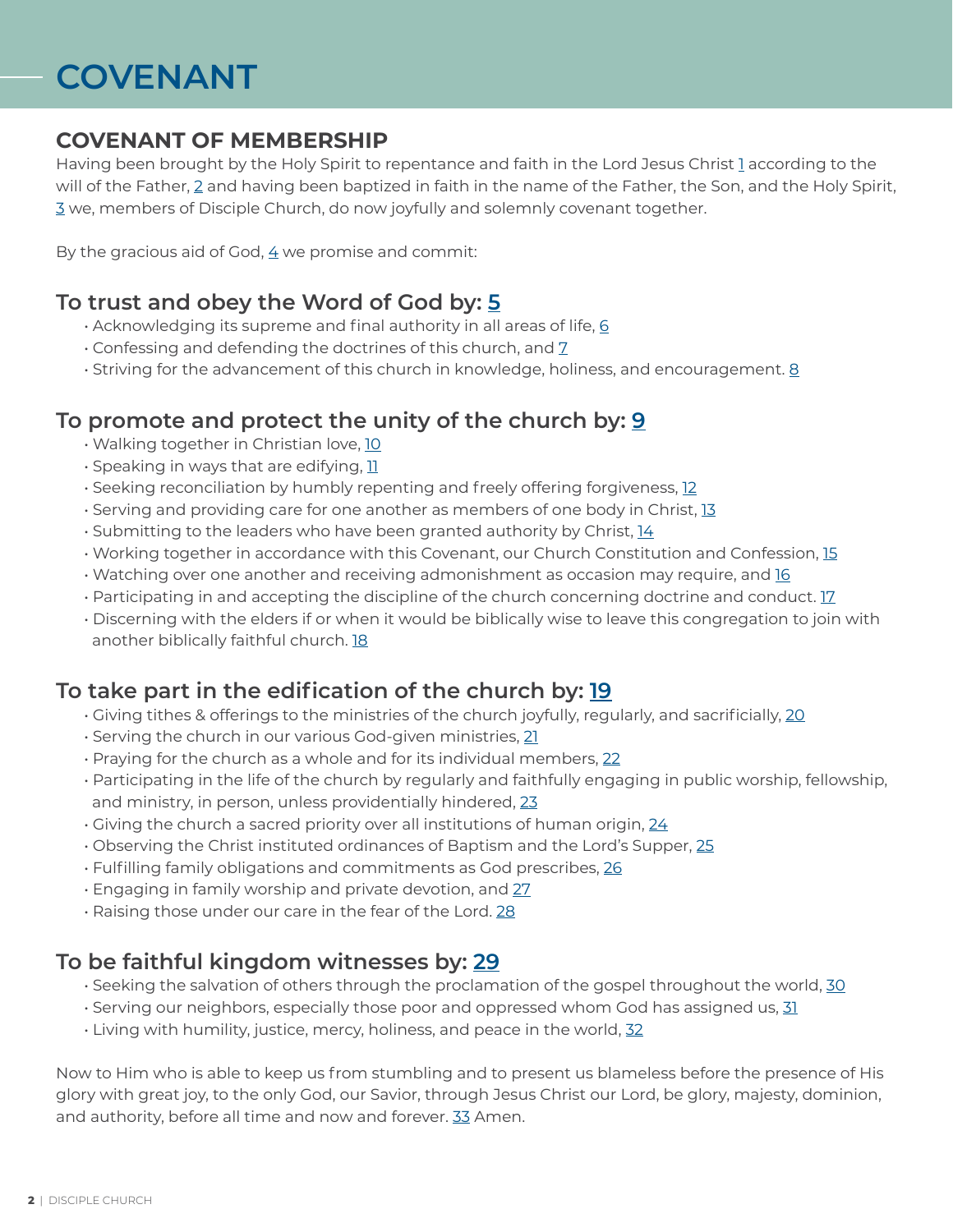# COVENANT

## COVENANT OF MEMBERSHIP

Having been brought by the Holy Spirit to repentance and faith in the Lord Jesus Christ [1] according to the will of the Father, [2] and having been baptized in faith in the name of the Father, the Son, and the Holy Spirit, [3] we, members of Disciple Church, do now joyfully and solemnly covenant together.

By the gracious aid of God, [4] we promise and commit:

### To trust and obey the Word of God by: [5]

- Acknowledging its supreme and final authority in all areas of life, [6]
- Confessing and defending the doctrines of this church, and [7]
- Striving for the advancement of this church in knowledge, holiness, and encouragement. [8]

### To promote and protect the unity of the church by: [9]

- Walking together in Christian love, [10]
- Speaking in ways that are edifying, [11]
- Seeking reconciliation by humbly repenting and freely offering forgiveness, [12]
- Serving and providing care for one another as members of one body in Christ, [13]
- Submitting to the leaders who have been granted authority by Christ, [14]
- Working together in accordance with this Covenant, our Church Constitution and Confession, [15]
- Watching over one another and receiving admonishment as occasion may require, and [16]
- Participating in and accepting the discipline of the church concerning doctrine and conduct. [17]
- Discerning with the elders if or when it would be biblically wise to leave this congregation to join with another biblically faithful church. [18]

### To take part in the edification of the church by: [19]

- Giving tithes & offerings to the ministries of the church joyfully, regularly, and sacrificially, [20]
- Serving the church in our various God-given ministries, [21]
- Praying for the church as a whole and for its individual members, [22]
- Participating in the life of the church by regularly and faithfully engaging in public worship, fellowship, and ministry, in person, unless providentially hindered, [23]
- Giving the church a sacred priority over all institutions of human origin, [24]
- Observing the Christ instituted ordinances of Baptism and the Lord's Supper, [25]
- Fulfilling family obligations and commitments as God prescribes, [26]
- Engaging in family worship and private devotion, and [27]
- Raising those under our care in the fear of the Lord. [28]

### To be faithful kingdom witnesses by: [29]

- Seeking the salvation of others through the proclamation of the gospel throughout the world, [30]
- Serving our neighbors, especially those poor and oppressed whom God has assigned us, [31]
- Living with humility, justice, mercy, holiness, and peace in the world, [32]

Now to Him who is able to keep us from stumbling and to present us blameless before the presence of His glory with great joy, to the only God, our Savior, through Jesus Christ our Lord, be glory, majesty, dominion, and authority, before all time and now and forever. [33] Amen.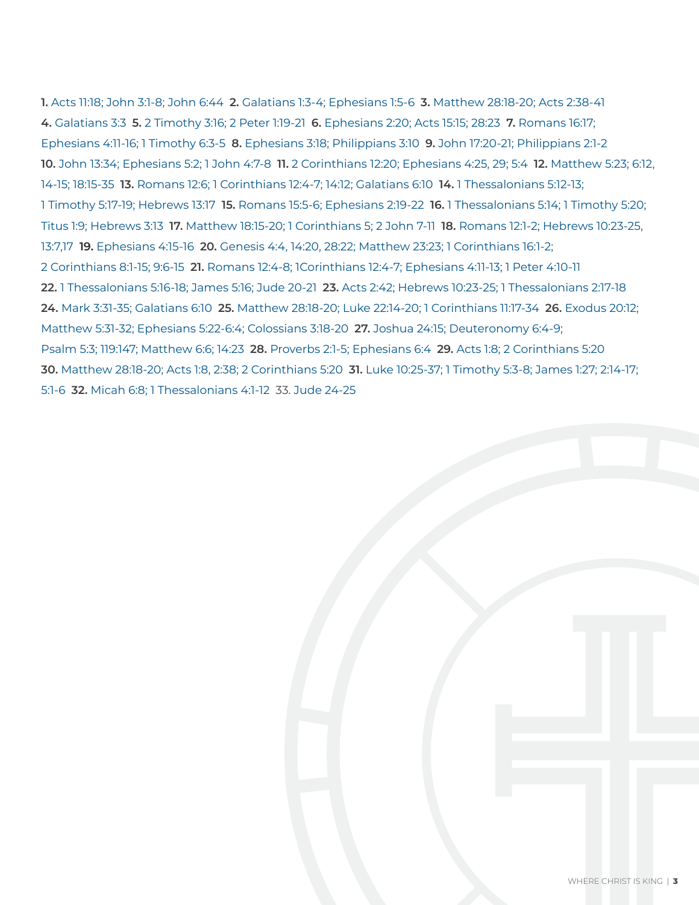**1.** Acts 11:18; John 3:1-8; John 6:44 **2.** Galatians 1:3-4; Ephesians 1:5-6 **3.** Matthew 28:18-20; Acts 2:38-41 **4.** Galatians 3:3 **5.** 2 Timothy 3:16; 2 Peter 1:19-21 **6.** Ephesians 2:20; Acts 15:15; 28:23 **7.** Romans 16:17; Ephesians 4:11-16; 1 Timothy 6:3-5 **8.** Ephesians 3:18; Philippians 3:10 **9.** John 17:20-21; Philippians 2:1-2 **10.** John 13:34; Ephesians 5:2; 1 John 4:7-8 **11.** 2 Corinthians 12:20; Ephesians 4:25, 29; 5:4 **12.** Matthew 5:23; 6:12, 14-15; 18:15-35 **13.** Romans 12:6; 1 Corinthians 12:4-7; 14:12; Galatians 6:10 **14.** 1 Thessalonians 5:12-13; 1 Timothy 5:17-19; Hebrews 13:17 **15.** Romans 15:5-6; Ephesians 2:19-22 **16.** 1 Thessalonians 5:14; 1 Timothy 5:20; Titus 1:9; Hebrews 3:13 **17.** Matthew 18:15-20; 1 Corinthians 5; 2 John 7-11 **18.** Romans 12:1-2; Hebrews 10:23-25, 13:7,17 **19.** Ephesians 4:15-16 **20.** Genesis 4:4, 14:20, 28:22; Matthew 23:23; 1 Corinthians 16:1-2; 2 Corinthians 8:1-15; 9:6-15 **21.** Romans 12:4-8; 1Corinthians 12:4-7; Ephesians 4:11-13; 1 Peter 4:10-11 **22.** 1 Thessalonians 5:16-18; James 5:16; Jude 20-21 **23.** Acts 2:42; Hebrews 10:23-25; 1 Thessalonians 2:17-18 **24.** Mark 3:31-35; Galatians 6:10 **25.** Matthew 28:18-20; Luke 22:14-20; 1 Corinthians 11:17-34 **26.** Exodus 20:12; Matthew 5:31-32; Ephesians 5:22-6:4; Colossians 3:18-20 **27.** Joshua 24:15; Deuteronomy 6:4-9; Psalm 5:3; 119:147; Matthew 6:6; 14:23 **28.** Proverbs 2:1-5; Ephesians 6:4 **29.** Acts 1:8; 2 Corinthians 5:20 **30.** Matthew 28:18-20; Acts 1:8, 2:38; 2 Corinthians 5:20 **31.** Luke 10:25-37; 1 Timothy 5:3-8; James 1:27; 2:14-17; 5:1-6 **32.** Micah 6:8; 1 Thessalonians 4:1-12 33. Jude 24-25